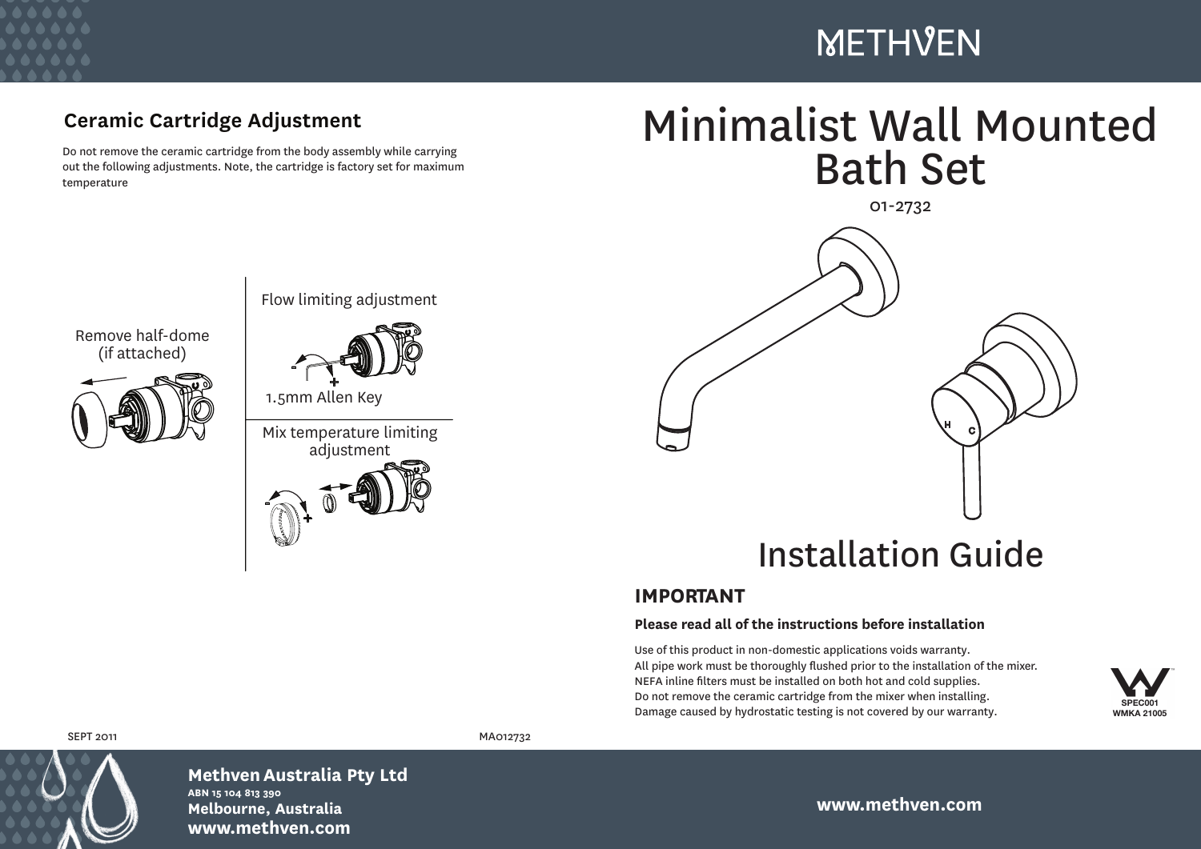# Minimalist Wall Mounted Bath Set

01-2732

# Installation Guide

## IMPORTANT

**Please read all of the instructions before installation**

Use of this product in non-domestic applications voids warranty.
All pipe work must be thoroughly flushed prior to the installation of the mixer.
NEFA inline filters must be installed on both hot and cold supplies.
Do not remove the ceramic cartridge from the mixer when installing.
Damage caused by hydrostatic testing is not covered by our warranty.

SPEC001
WMKA 21005

## Ceramic Cartridge Adjustment

Do not remove the ceramic cartridge from the body assembly while carrying out the following adjustments. Note, the cartridge is factory set for maximum temperature

Remove half-dome (if attached)

Flow limiting adjustment

1.5mm Allen Key

Mix temperature limiting adjustment

SEPT 2011

MA012732

**Methven Australia Pty Ltd**
**ABN 15 104 813 390**
**Melbourne, Australia**
**www.methven.com**

**www.methven.com**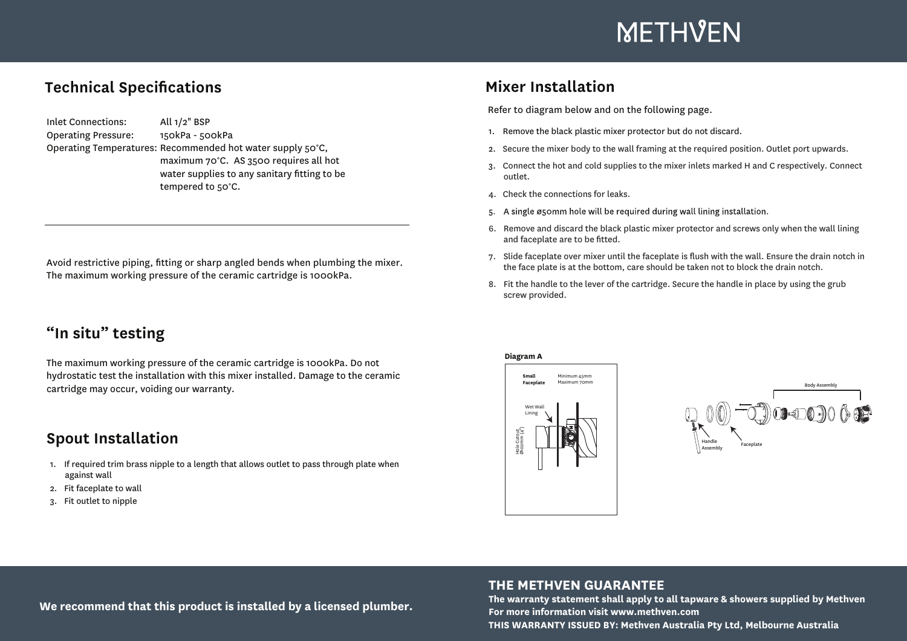## Technical Specifications

| | |
|---|---|
| Inlet Connections: | All 1/2" BSP |
| Operating Pressure: | 150kPa - 500kPa |
| Operating Temperatures: | Recommended hot water supply 50°C, maximum 70°C. AS 3500 requires all hot water supplies to any sanitary fitting to be tempered to 50°C. |

Avoid restrictive piping, fitting or sharp angled bends when plumbing the mixer. The maximum working pressure of the ceramic cartridge is 1000kPa.

## "In situ" testing

The maximum working pressure of the ceramic cartridge is 1000kPa. Do not hydrostatic test the installation with this mixer installed. Damage to the ceramic cartridge may occur, voiding our warranty.

## Spout Installation

1. If required trim brass nipple to a length that allows outlet to pass through plate when against wall
2. Fit faceplate to wall
3. Fit outlet to nipple

## Mixer Installation

Refer to diagram below and on the following page.

1. Remove the black plastic mixer protector but do not discard.
2. Secure the mixer body to the wall framing at the required position. Outlet port upwards.
3. Connect the hot and cold supplies to the mixer inlets marked H and C respectively. Connect outlet.
4. Check the connections for leaks.
5. A single ø50mm hole will be required during wall lining installation.
6. Remove and discard the black plastic mixer protector and screws only when the wall lining and faceplate are to be fitted.
7. Slide faceplate over mixer until the faceplate is flush with the wall. Ensure the drain notch in the face plate is at the bottom, care should be taken not to block the drain notch.
8. Fit the handle to the lever of the cartridge. Secure the handle in place by using the grub screw provided.

**Diagram A**

**Small Faceplate**
Minimum 45mm
Maximum 70mm
Wet Wall Lining
Hole Cutout ø100mm (4")

Body Assembly
Handle Assembly
Faceplate

We recommend that this product is installed by a licensed plumber.

**THE METHVEN GUARANTEE**
**The warranty statement shall apply to all tapware & showers supplied by Methven**
**For more information visit www.methven.com**
**THIS WARRANTY ISSUED BY: Methven Australia Pty Ltd, Melbourne Australia**